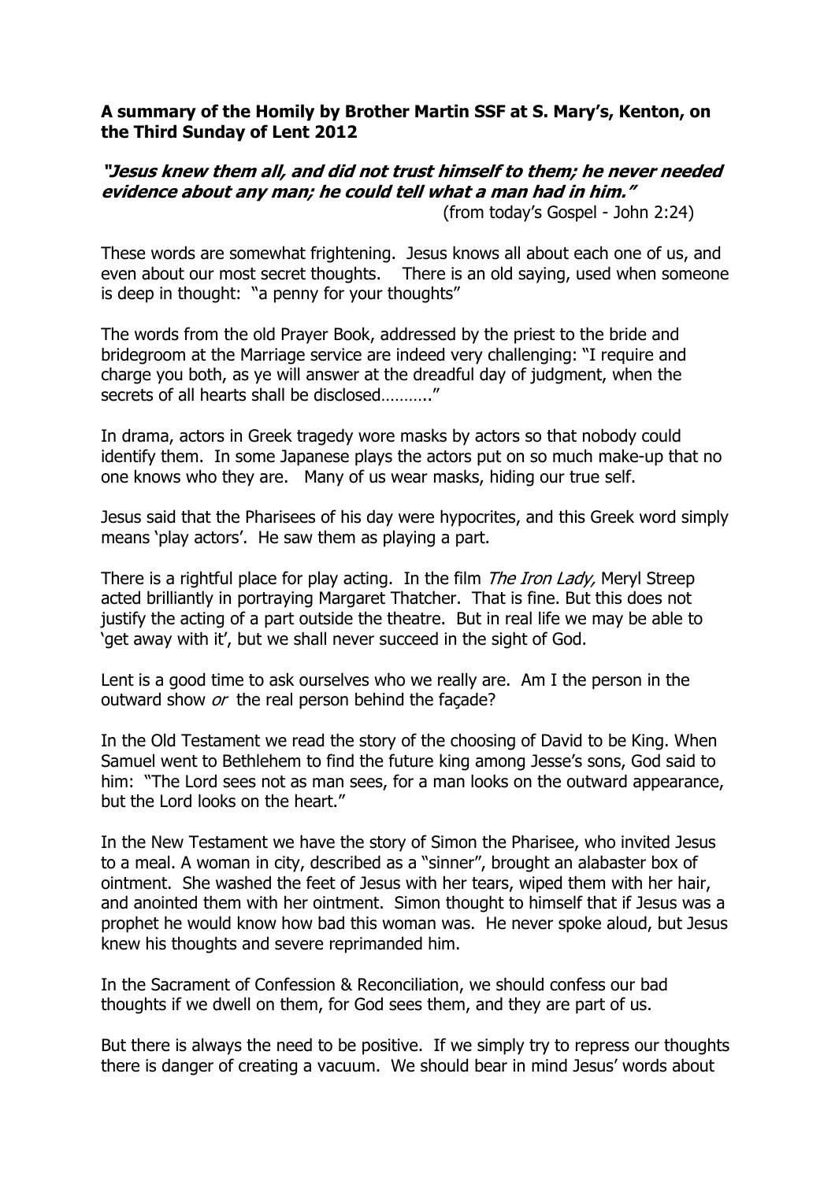**A summary of the Homily by Brother Martin SSF at S. Mary's, Kenton, on the Third Sunday of Lent 2012**

***"Jesus knew them all, and did not trust himself to them; he never needed evidence about any man; he could tell what a man had in him."***

(from today's Gospel - John 2:24)

These words are somewhat frightening. Jesus knows all about each one of us, and even about our most secret thoughts. There is an old saying, used when someone is deep in thought: "a penny for your thoughts"

The words from the old Prayer Book, addressed by the priest to the bride and bridegroom at the Marriage service are indeed very challenging: "I require and charge you both, as ye will answer at the dreadful day of judgment, when the secrets of all hearts shall be disclosed……….."

In drama, actors in Greek tragedy wore masks by actors so that nobody could identify them. In some Japanese plays the actors put on so much make-up that no one knows who they are. Many of us wear masks, hiding our true self.

Jesus said that the Pharisees of his day were hypocrites, and this Greek word simply means 'play actors'. He saw them as playing a part.

There is a rightful place for play acting. In the film *The Iron Lady,* Meryl Streep acted brilliantly in portraying Margaret Thatcher. That is fine. But this does not justify the acting of a part outside the theatre. But in real life we may be able to 'get away with it', but we shall never succeed in the sight of God.

Lent is a good time to ask ourselves who we really are. Am I the person in the outward show *or* the real person behind the façade?

In the Old Testament we read the story of the choosing of David to be King. When Samuel went to Bethlehem to find the future king among Jesse's sons, God said to him: "The Lord sees not as man sees, for a man looks on the outward appearance, but the Lord looks on the heart."

In the New Testament we have the story of Simon the Pharisee, who invited Jesus to a meal. A woman in city, described as a "sinner", brought an alabaster box of ointment. She washed the feet of Jesus with her tears, wiped them with her hair, and anointed them with her ointment. Simon thought to himself that if Jesus was a prophet he would know how bad this woman was. He never spoke aloud, but Jesus knew his thoughts and severe reprimanded him.

In the Sacrament of Confession & Reconciliation, we should confess our bad thoughts if we dwell on them, for God sees them, and they are part of us.

But there is always the need to be positive. If we simply try to repress our thoughts there is danger of creating a vacuum. We should bear in mind Jesus' words about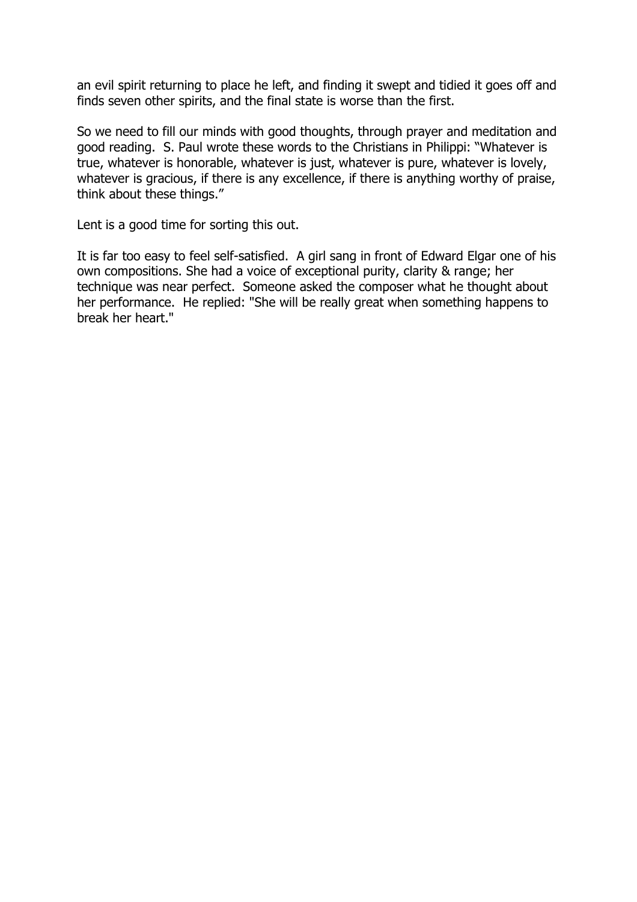an evil spirit returning to place he left, and finding it swept and tidied it goes off and finds seven other spirits, and the final state is worse than the first.

So we need to fill our minds with good thoughts, through prayer and meditation and good reading. S. Paul wrote these words to the Christians in Philippi: "Whatever is true, whatever is honorable, whatever is just, whatever is pure, whatever is lovely, whatever is gracious, if there is any excellence, if there is anything worthy of praise, think about these things."

Lent is a good time for sorting this out.

It is far too easy to feel self-satisfied. A girl sang in front of Edward Elgar one of his own compositions. She had a voice of exceptional purity, clarity & range; her technique was near perfect. Someone asked the composer what he thought about her performance. He replied: "She will be really great when something happens to break her heart."